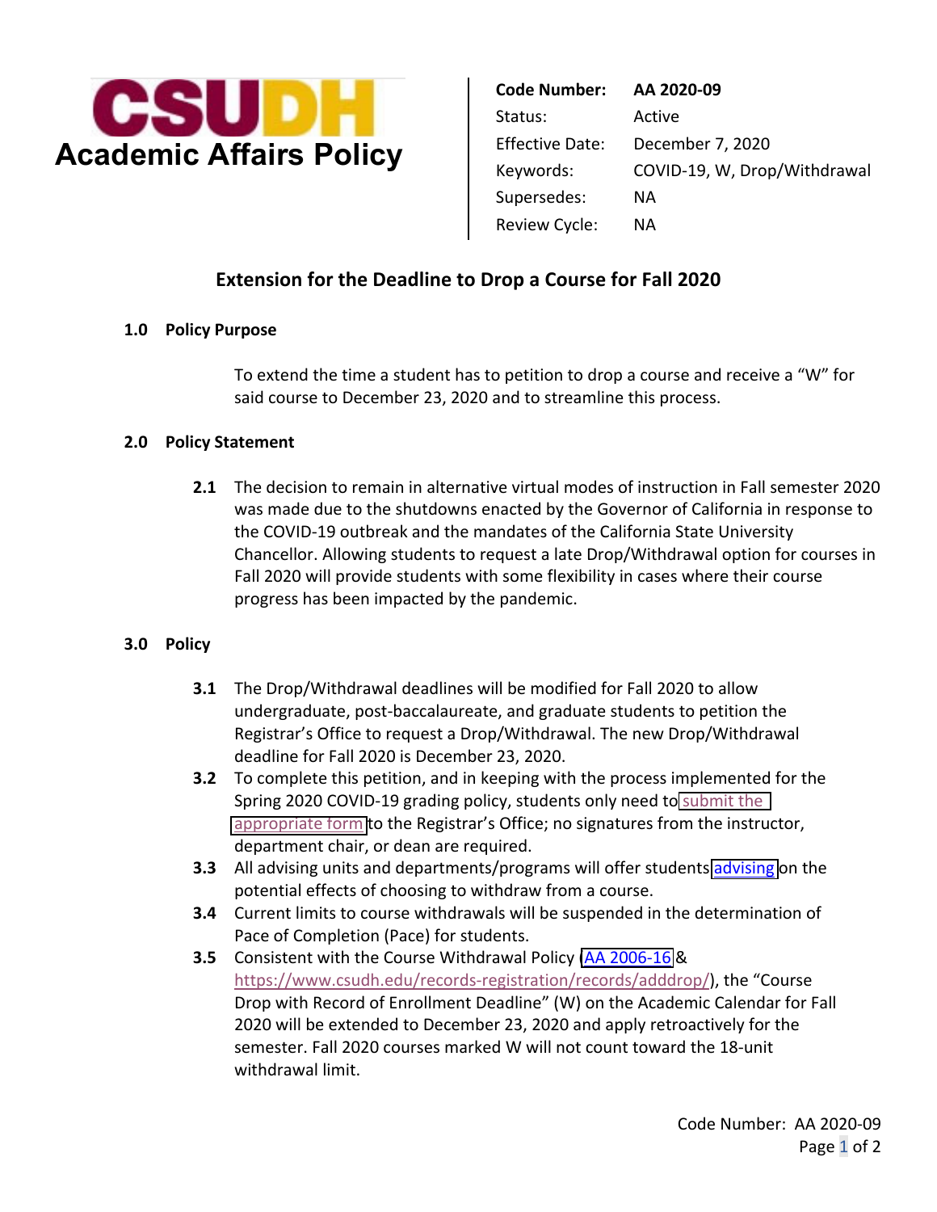# CSUDH Academic Affairs Policy

| | |
|---|---|
| **Code Number:** | **AA 2020-09** |
| Status: | Active |
| Effective Date: | December 7, 2020 |
| Keywords: | COVID-19, W, Drop/Withdrawal |
| Supersedes: | NA |
| Review Cycle: | NA |

## Extension for the Deadline to Drop a Course for Fall 2020

### 1.0 Policy Purpose

To extend the time a student has to petition to drop a course and receive a "W" for said course to December 23, 2020 and to streamline this process.

### 2.0 Policy Statement

**2.1** The decision to remain in alternative virtual modes of instruction in Fall semester 2020 was made due to the shutdowns enacted by the Governor of California in response to the COVID-19 outbreak and the mandates of the California State University Chancellor. Allowing students to request a late Drop/Withdrawal option for courses in Fall 2020 will provide students with some flexibility in cases where their course progress has been impacted by the pandemic.

### 3.0 Policy

**3.1** The Drop/Withdrawal deadlines will be modified for Fall 2020 to allow undergraduate, post-baccalaureate, and graduate students to petition the Registrar's Office to request a Drop/Withdrawal. The new Drop/Withdrawal deadline for Fall 2020 is December 23, 2020.

**3.2** To complete this petition, and in keeping with the process implemented for the Spring 2020 COVID-19 grading policy, students only need to submit the appropriate form to the Registrar's Office; no signatures from the instructor, department chair, or dean are required.

**3.3** All advising units and departments/programs will offer students advising on the potential effects of choosing to withdraw from a course.

**3.4** Current limits to course withdrawals will be suspended in the determination of Pace of Completion (Pace) for students.

**3.5** Consistent with the Course Withdrawal Policy (AA 2006-16 & https://www.csudh.edu/records-registration/records/adddrop/), the "Course Drop with Record of Enrollment Deadline" (W) on the Academic Calendar for Fall 2020 will be extended to December 23, 2020 and apply retroactively for the semester. Fall 2020 courses marked W will not count toward the 18-unit withdrawal limit.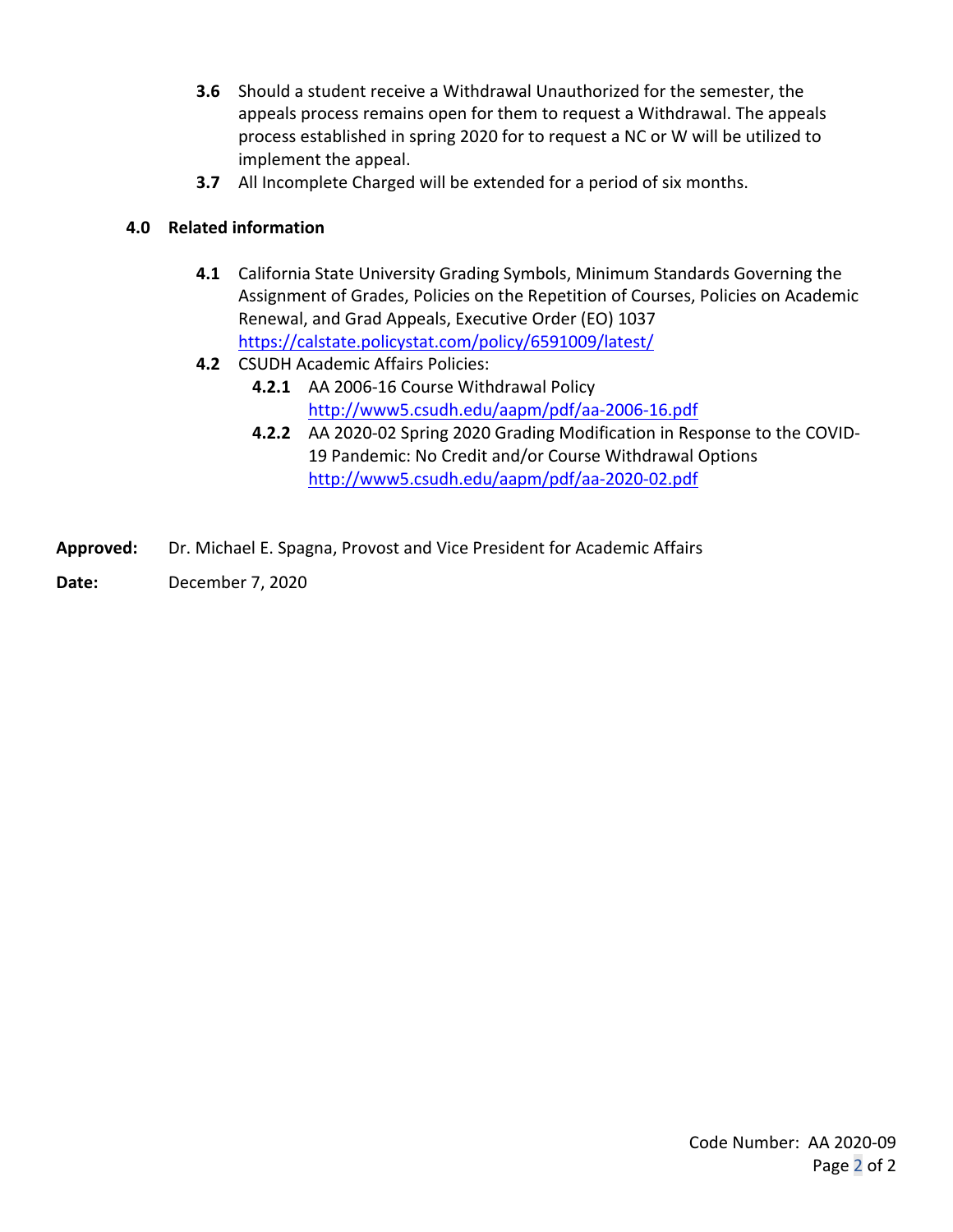**3.6** Should a student receive a Withdrawal Unauthorized for the semester, the appeals process remains open for them to request a Withdrawal. The appeals process established in spring 2020 for to request a NC or W will be utilized to implement the appeal.

**3.7** All Incomplete Charged will be extended for a period of six months.

## 4.0 Related information

**4.1** California State University Grading Symbols, Minimum Standards Governing the Assignment of Grades, Policies on the Repetition of Courses, Policies on Academic Renewal, and Grad Appeals, Executive Order (EO) 1037 https://calstate.policystat.com/policy/6591009/latest/

**4.2** CSUDH Academic Affairs Policies:

**4.2.1** AA 2006-16 Course Withdrawal Policy http://www5.csudh.edu/aapm/pdf/aa-2006-16.pdf

**4.2.2** AA 2020-02 Spring 2020 Grading Modification in Response to the COVID-19 Pandemic: No Credit and/or Course Withdrawal Options http://www5.csudh.edu/aapm/pdf/aa-2020-02.pdf

**Approved:** Dr. Michael E. Spagna, Provost and Vice President for Academic Affairs

**Date:** December 7, 2020

Code Number: AA 2020-09